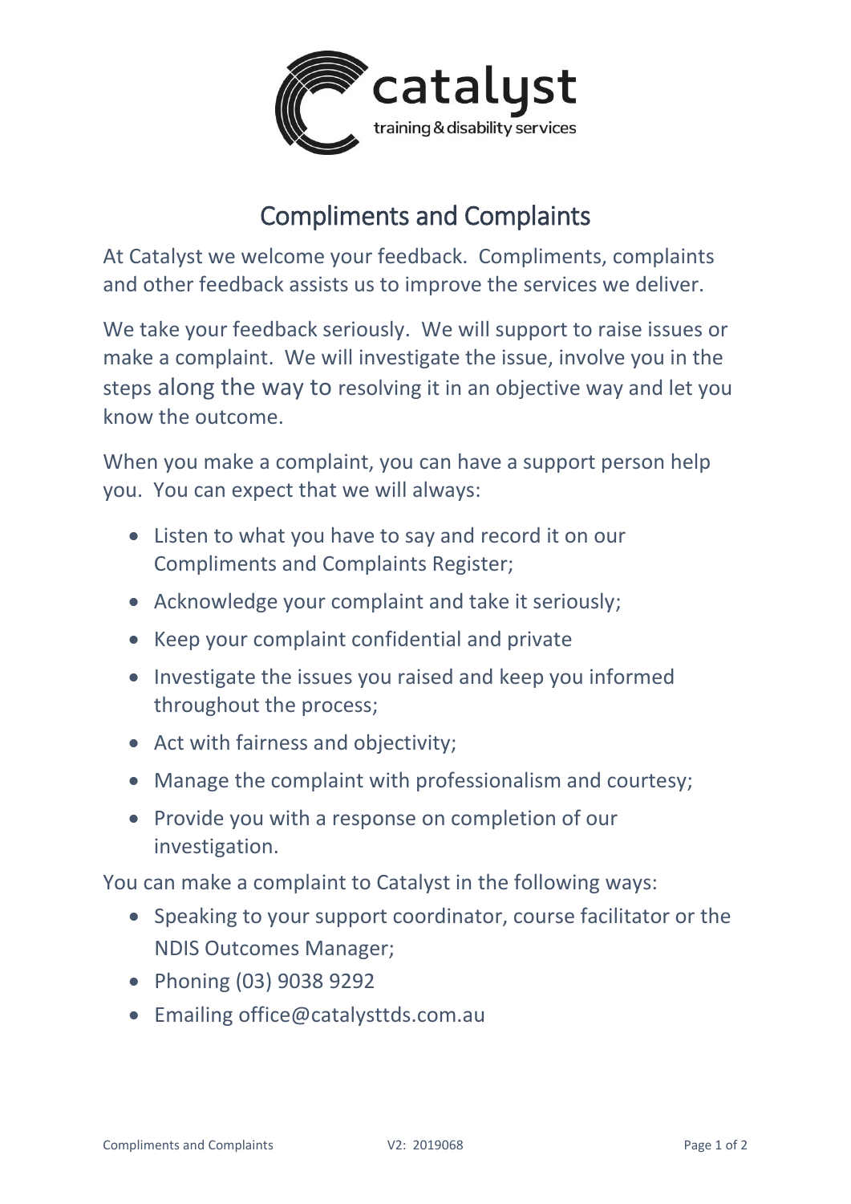catalyst
training & disability services

# Compliments and Complaints

At Catalyst we welcome your feedback. Compliments, complaints and other feedback assists us to improve the services we deliver.

We take your feedback seriously. We will support to raise issues or make a complaint. We will investigate the issue, involve you in the steps along the way to resolving it in an objective way and let you know the outcome.

When you make a complaint, you can have a support person help you. You can expect that we will always:

- Listen to what you have to say and record it on our Compliments and Complaints Register;
- Acknowledge your complaint and take it seriously;
- Keep your complaint confidential and private
- Investigate the issues you raised and keep you informed throughout the process;
- Act with fairness and objectivity;
- Manage the complaint with professionalism and courtesy;
- Provide you with a response on completion of our investigation.

You can make a complaint to Catalyst in the following ways:

- Speaking to your support coordinator, course facilitator or the NDIS Outcomes Manager;
- Phoning (03) 9038 9292
- Emailing office@catalysttds.com.au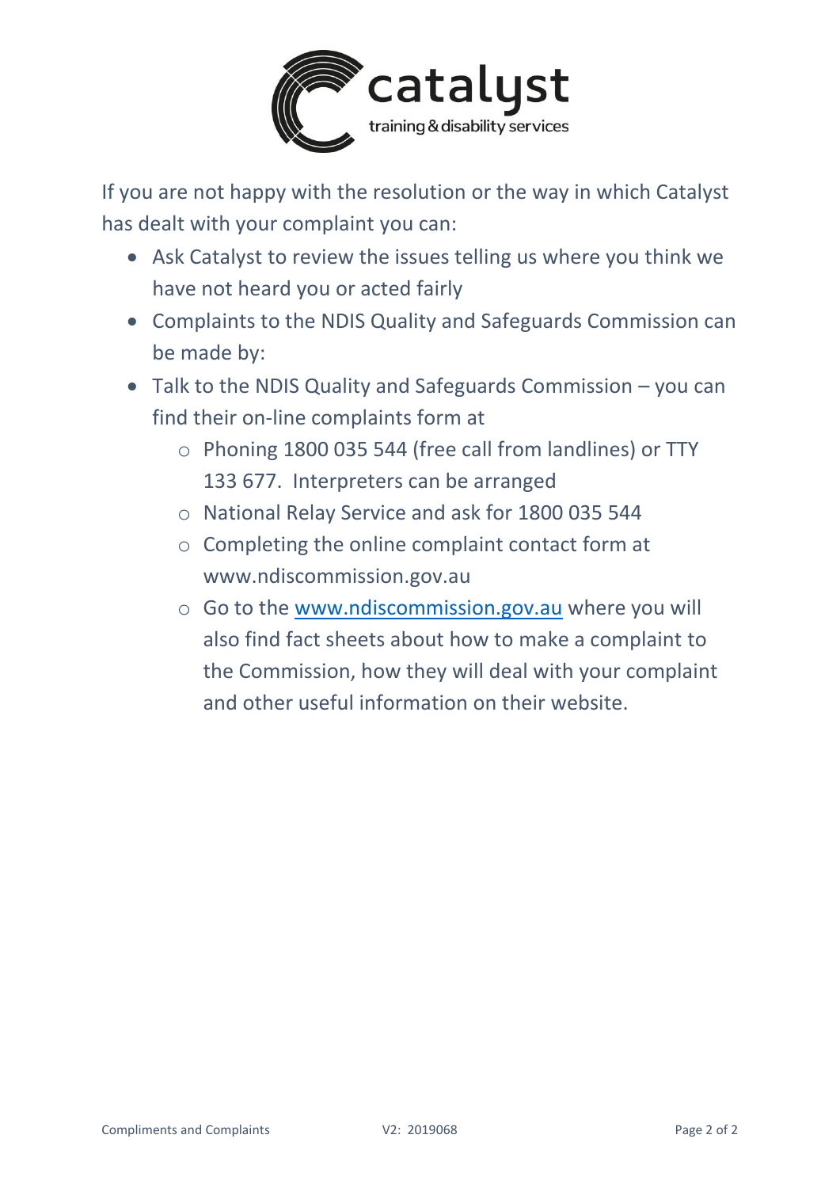If you are not happy with the resolution or the way in which Catalyst has dealt with your complaint you can:

- Ask Catalyst to review the issues telling us where you think we have not heard you or acted fairly
- Complaints to the NDIS Quality and Safeguards Commission can be made by:
- Talk to the NDIS Quality and Safeguards Commission – you can find their on-line complaints form at
  - Phoning 1800 035 544 (free call from landlines) or TTY 133 677. Interpreters can be arranged
  - National Relay Service and ask for 1800 035 544
  - Completing the online complaint contact form at www.ndiscommission.gov.au
  - Go to the [www.ndiscommission.gov.au](http://www.ndiscommission.gov.au) where you will also find fact sheets about how to make a complaint to the Commission, how they will deal with your complaint and other useful information on their website.